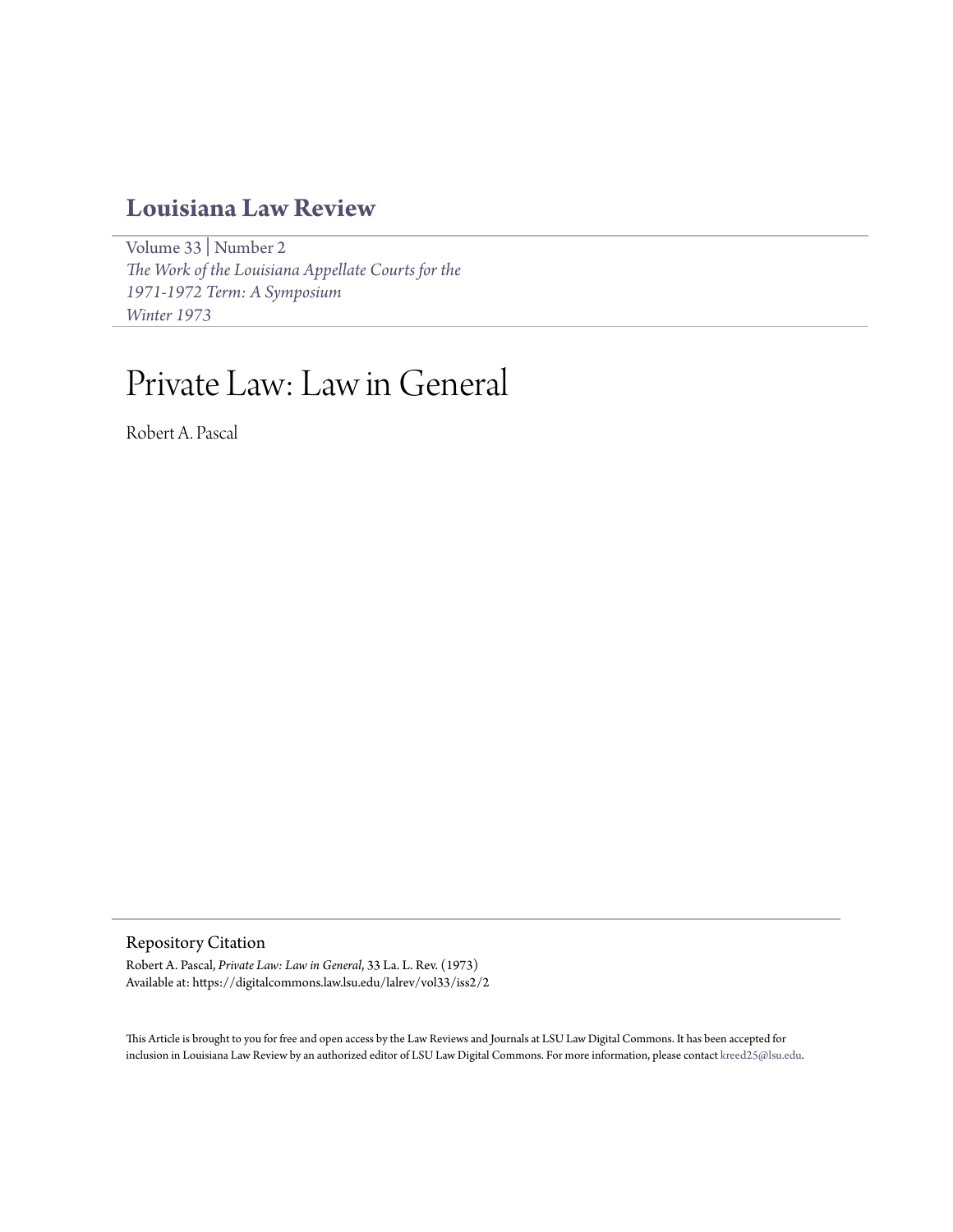# Louisiana Law Review

Volume 33 | Number 2
*The Work of the Louisiana Appellate Courts for the 1971-1972 Term: A Symposium*
*Winter 1973*

# Private Law: Law in General

Robert A. Pascal

## Repository Citation

Robert A. Pascal, *Private Law: Law in General*, 33 La. L. Rev. (1973)
Available at: https://digitalcommons.law.lsu.edu/lalrev/vol33/iss2/2

This Article is brought to you for free and open access by the Law Reviews and Journals at LSU Law Digital Commons. It has been accepted for inclusion in Louisiana Law Review by an authorized editor of LSU Law Digital Commons. For more information, please contact kreed25@lsu.edu.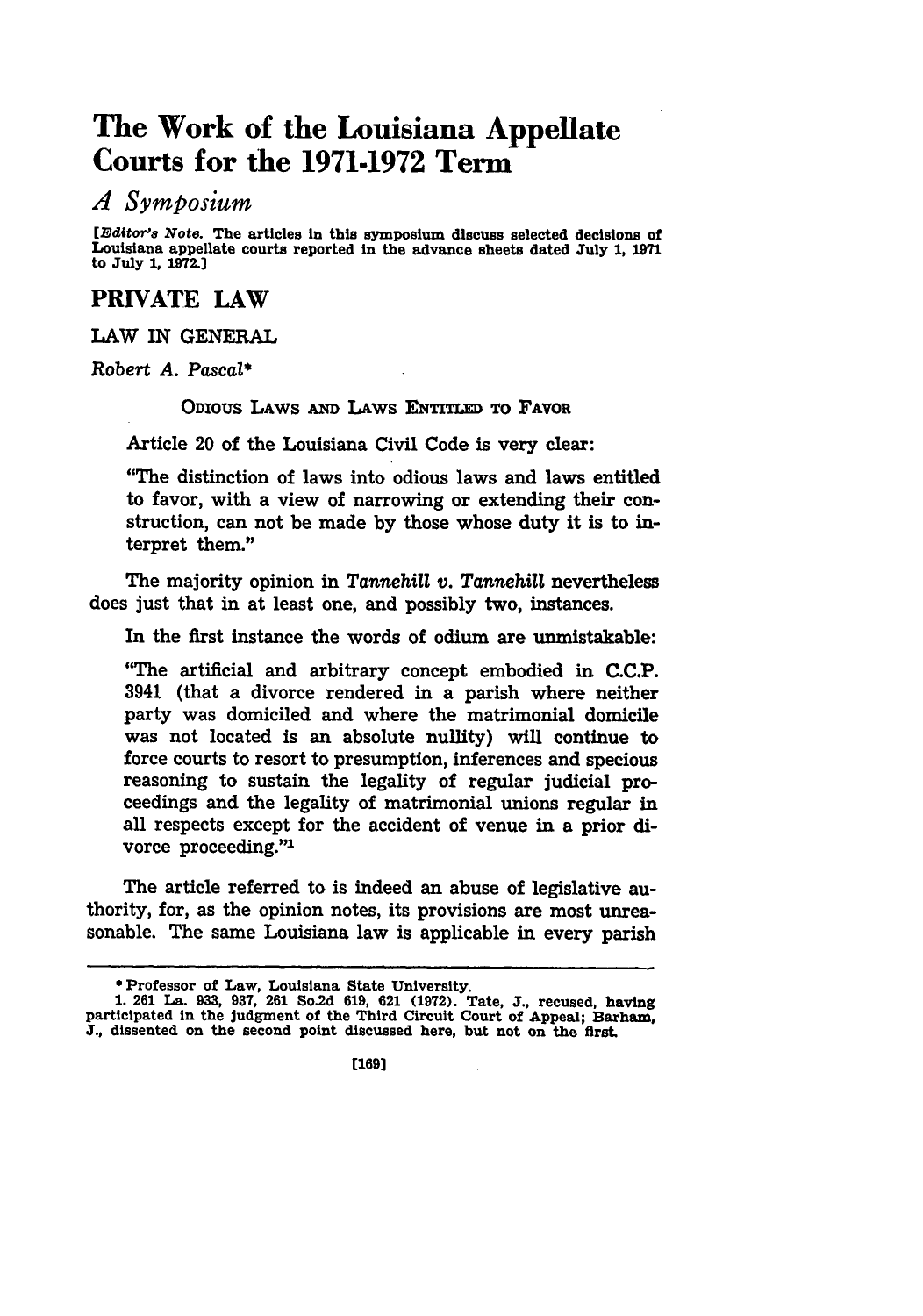# The Work of the Louisiana Appellate Courts for the 1971-1972 Term

## *A Symposium*

*[Editor's Note. The articles in this symposium discuss selected decisions of Louisiana appellate courts reported in the advance sheets dated July 1, 1971 to July 1, 1972.]*

## PRIVATE LAW

### LAW IN GENERAL

*Robert A. Pascal**

#### ODIOUS LAWS AND LAWS ENTITLED TO FAVOR

Article 20 of the Louisiana Civil Code is very clear:

"The distinction of laws into odious laws and laws entitled to favor, with a view of narrowing or extending their construction, can not be made by those whose duty it is to interpret them."

The majority opinion in *Tannehill v. Tannehill* nevertheless does just that in at least one, and possibly two, instances.

In the first instance the words of odium are unmistakable:

"The artificial and arbitrary concept embodied in C.C.P. 3941 (that a divorce rendered in a parish where neither party was domiciled and where the matrimonial domicile was not located is an absolute nullity) will continue to force courts to resort to presumption, inferences and specious reasoning to sustain the legality of regular judicial proceedings and the legality of matrimonial unions regular in all respects except for the accident of venue in a prior divorce proceeding."[1]

The article referred to is indeed an abuse of legislative authority, for, as the opinion notes, its provisions are most unreasonable. The same Louisiana law is applicable in every parish

---

\* Professor of Law, Louisiana State University.

1. 261 La. 933, 937, 261 So.2d 619, 621 (1972). Tate, J., recused, having participated in the judgment of the Third Circuit Court of Appeal; Barham, J., dissented on the second point discussed here, but not on the first.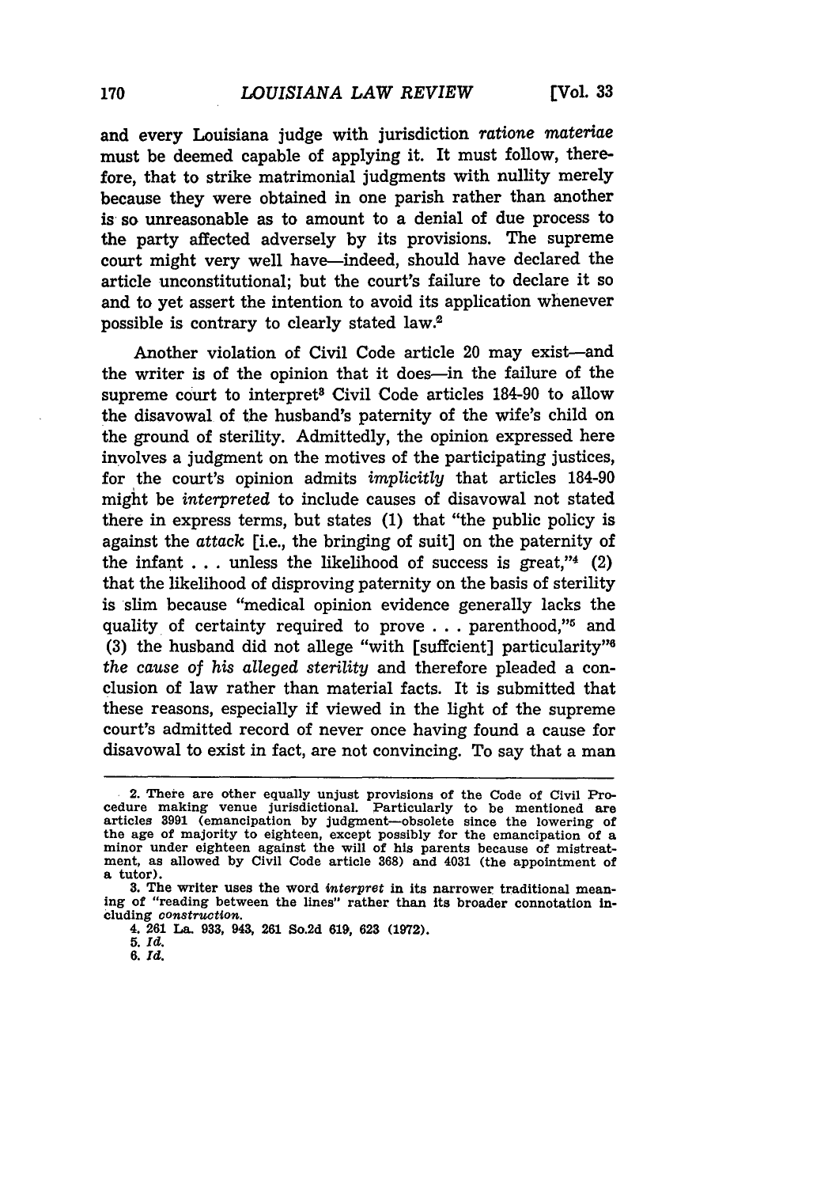and every Louisiana judge with jurisdiction *ratione materiae* must be deemed capable of applying it. It must follow, therefore, that to strike matrimonial judgments with nullity merely because they were obtained in one parish rather than another is so unreasonable as to amount to a denial of due process to the party affected adversely by its provisions. The supreme court might very well have—indeed, should have declared the article unconstitutional; but the court's failure to declare it so and to yet assert the intention to avoid its application whenever possible is contrary to clearly stated law.[2]

Another violation of Civil Code article 20 may exist—and the writer is of the opinion that it does—in the failure of the supreme court to interpret[3] Civil Code articles 184-90 to allow the disavowal of the husband's paternity of the wife's child on the ground of sterility. Admittedly, the opinion expressed here involves a judgment on the motives of the participating justices, for the court's opinion admits *implicitly* that articles 184-90 might be *interpreted* to include causes of disavowal not stated there in express terms, but states (1) that "the public policy is against the *attack* [i.e., the bringing of suit] on the paternity of the infant . . . unless the likelihood of success is great,"[4] (2) that the likelihood of disproving paternity on the basis of sterility is slim because "medical opinion evidence generally lacks the quality of certainty required to prove . . . parenthood,"[5] and (3) the husband did not allege "with [suffcient] particularity"[6] *the cause of his alleged sterility* and therefore pleaded a conclusion of law rather than material facts. It is submitted that these reasons, especially if viewed in the light of the supreme court's admitted record of never once having found a cause for disavowal to exist in fact, are not convincing. To say that a man

---

2. There are other equally unjust provisions of the Code of Civil Procedure making venue jurisdictional. Particularly to be mentioned are articles 3991 (emancipation by judgment—obsolete since the lowering of the age of majority to eighteen, except possibly for the emancipation of a minor under eighteen against the will of his parents because of mistreatment, as allowed by Civil Code article 368) and 4031 (the appointment of a tutor).

3. The writer uses the word *interpret* in its narrower traditional meaning of "reading between the lines" rather than its broader connotation including *construction*.

4. 261 La. 933, 943, 261 So.2d 619, 623 (1972).

5. *Id.*

6. *Id.*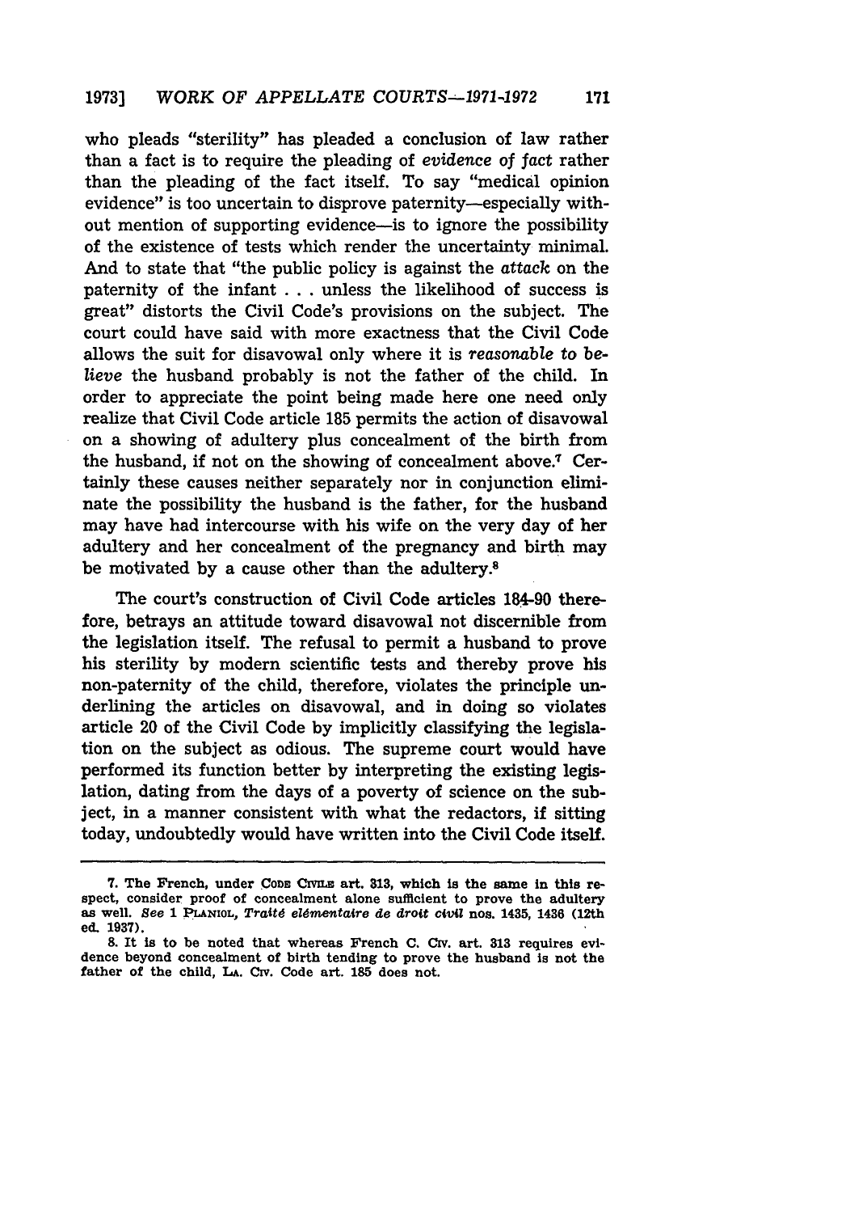who pleads "sterility" has pleaded a conclusion of law rather than a fact is to require the pleading of *evidence of fact* rather than the pleading of the fact itself. To say "medical opinion evidence" is too uncertain to disprove paternity—especially without mention of supporting evidence—is to ignore the possibility of the existence of tests which render the uncertainty minimal. And to state that "the public policy is against the *attack* on the paternity of the infant . . . unless the likelihood of success is great" distorts the Civil Code's provisions on the subject. The court could have said with more exactness that the Civil Code allows the suit for disavowal only where it is *reasonable to believe* the husband probably is not the father of the child. In order to appreciate the point being made here one need only realize that Civil Code article 185 permits the action of disavowal on a showing of adultery plus concealment of the birth from the husband, if not on the showing of concealment above.[7] Certainly these causes neither separately nor in conjunction eliminate the possibility the husband is the father, for the husband may have had intercourse with his wife on the very day of her adultery and her concealment of the pregnancy and birth may be motivated by a cause other than the adultery.[8]

The court's construction of Civil Code articles 184-90 therefore, betrays an attitude toward disavowal not discernible from the legislation itself. The refusal to permit a husband to prove his sterility by modern scientific tests and thereby prove his non-paternity of the child, therefore, violates the principle underlining the articles on disavowal, and in doing so violates article 20 of the Civil Code by implicitly classifying the legislation on the subject as odious. The supreme court would have performed its function better by interpreting the existing legislation, dating from the days of a poverty of science on the subject, in a manner consistent with what the redactors, if sitting today, undoubtedly would have written into the Civil Code itself.

---

7. The French, under CODE CIVILE art. 313, which is the same in this respect, consider proof of concealment alone sufficient to prove the adultery as well. *See* 1 PLANIOL, *Traité elémentaire de droit civil* nos. 1435, 1436 (12th ed. 1937).

8. It is to be noted that whereas French C. CIV. art. 313 requires evidence beyond concealment of birth tending to prove the husband is not the father of the child, LA. CIV. Code art. 185 does not.